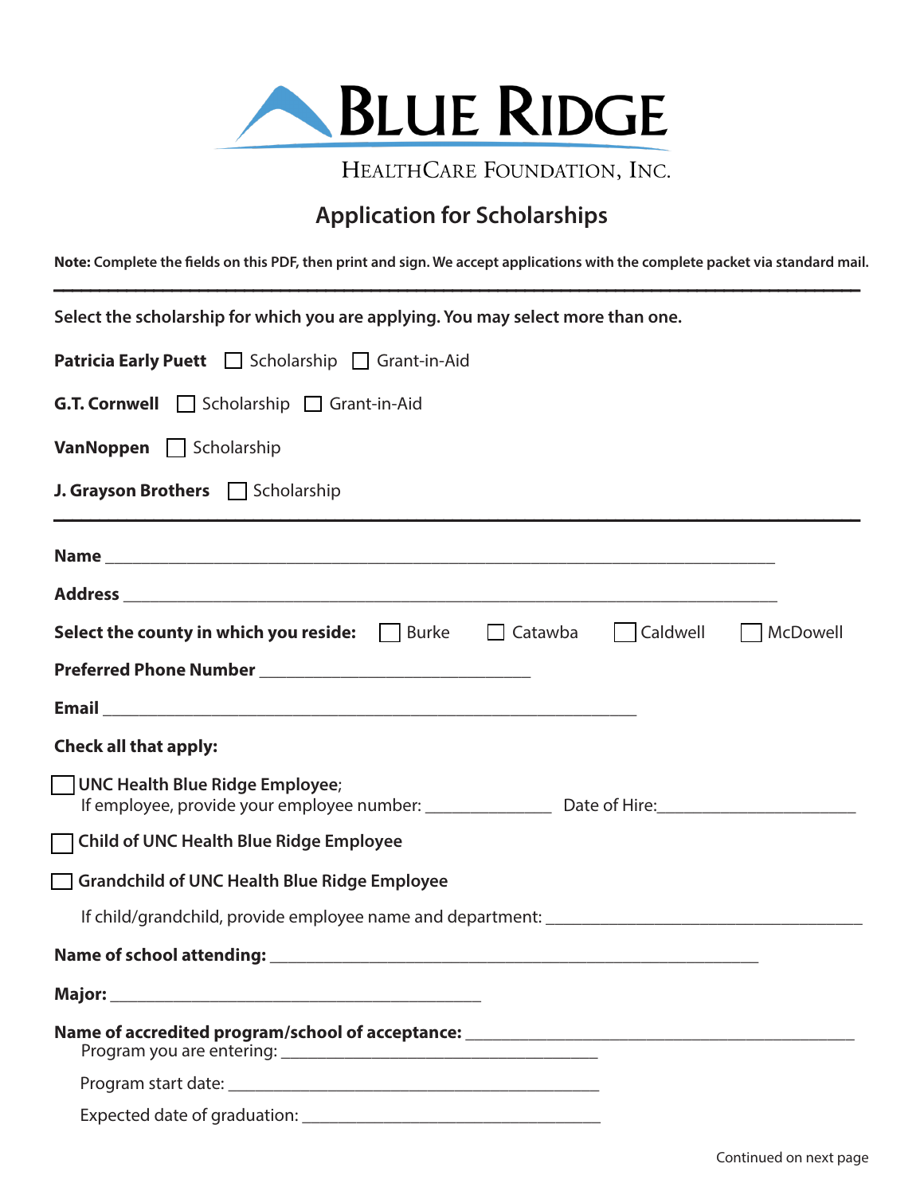# Blue Ridge

HealthCare Foundation, Inc.

## Application for Scholarships

**Note: Complete the fields on this PDF, then print and sign. We accept applications with the complete packet via standard mail.**

---

**Select the scholarship for which you are applying. You may select more than one.**

**Patricia Early Puett** ☐ Scholarship ☐ Grant-in-Aid

**G.T. Cornwell** ☐ Scholarship ☐ Grant-in-Aid

**VanNoppen** ☐ Scholarship

**J. Grayson Brothers** ☐ Scholarship

---

**Name** ______________________________________________________________________

**Address** ____________________________________________________________________

**Select the county in which you reside:** ☐ Burke ☐ Catawba ☐ Caldwell ☐ McDowell

**Preferred Phone Number** ____________________________

**Email** _____________________________________________________

**Check all that apply:**

☐ **UNC Health Blue Ridge Employee**;
If employee, provide your employee number: ____________ Date of Hire:___________________

☐ **Child of UNC Health Blue Ridge Employee**

☐ **Grandchild of UNC Health Blue Ridge Employee**

If child/grandchild, provide employee name and department: ________________________________

**Name of school attending:** __________________________________________________

**Major:** ______________________________________

**Name of accredited program/school of acceptance:** ______________________________________
Program you are entering: __________________________________

Program start date: ________________________________________

Expected date of graduation: ________________________________

Continued on next page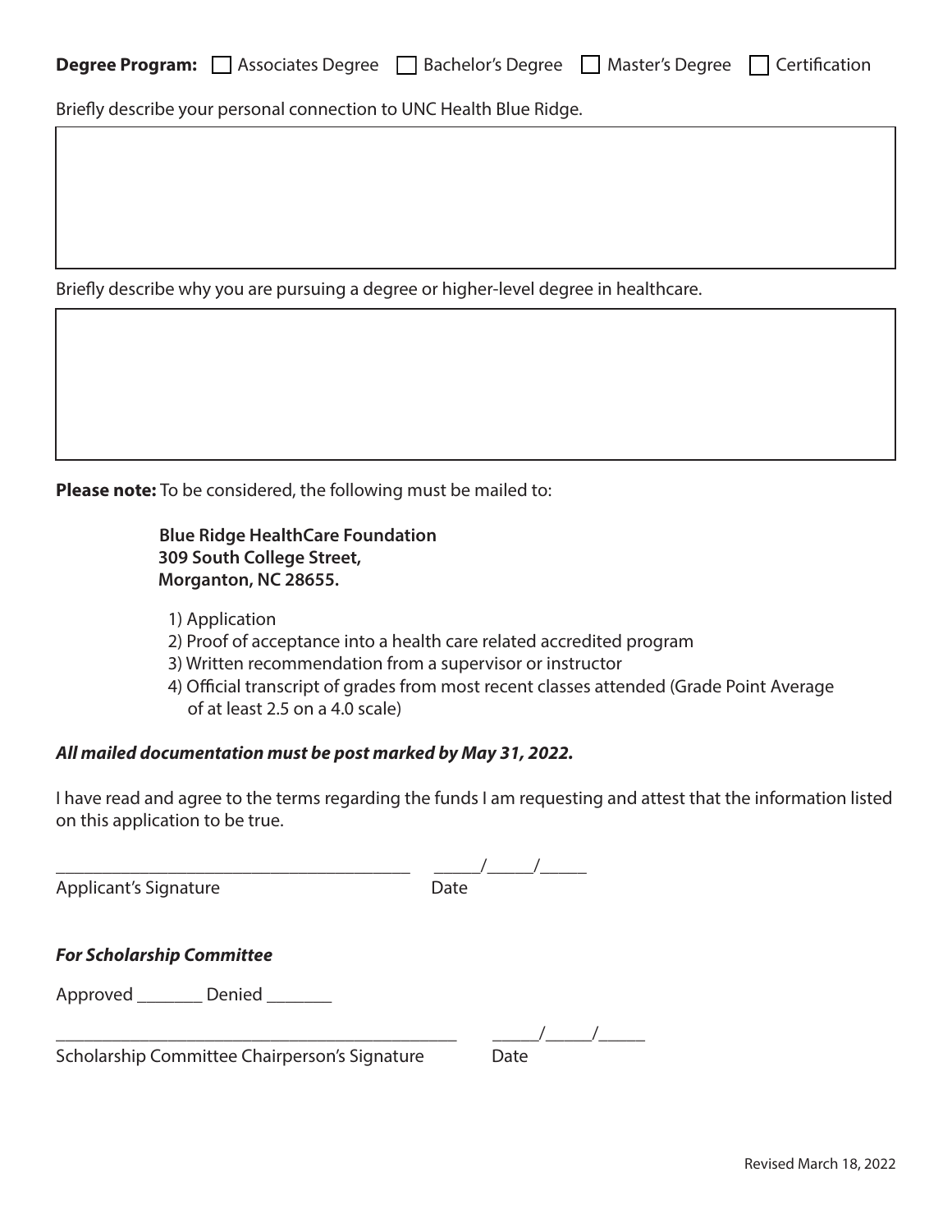**Degree Program:** ☐ Associates Degree ☐ Bachelor's Degree ☐ Master's Degree ☐ Certification

Briefly describe your personal connection to UNC Health Blue Ridge.

Briefly describe why you are pursuing a degree or higher-level degree in healthcare.

**Please note:** To be considered, the following must be mailed to:

**Blue Ridge HealthCare Foundation**
**309 South College Street,**
**Morganton, NC 28655.**

1) Application
2) Proof of acceptance into a health care related accredited program
3) Written recommendation from a supervisor or instructor
4) Official transcript of grades from most recent classes attended (Grade Point Average of at least 2.5 on a 4.0 scale)

***All mailed documentation must be post marked by May 31, 2022.***

I have read and agree to the terms regarding the funds I am requesting and attest that the information listed on this application to be true.

_______________________________________ _____/_____/_____
Applicant's Signature Date

***For Scholarship Committee***

Approved _______ Denied _______

____________________________________________ _____/_____/_____
Scholarship Committee Chairperson's Signature Date

Revised March 18, 2022